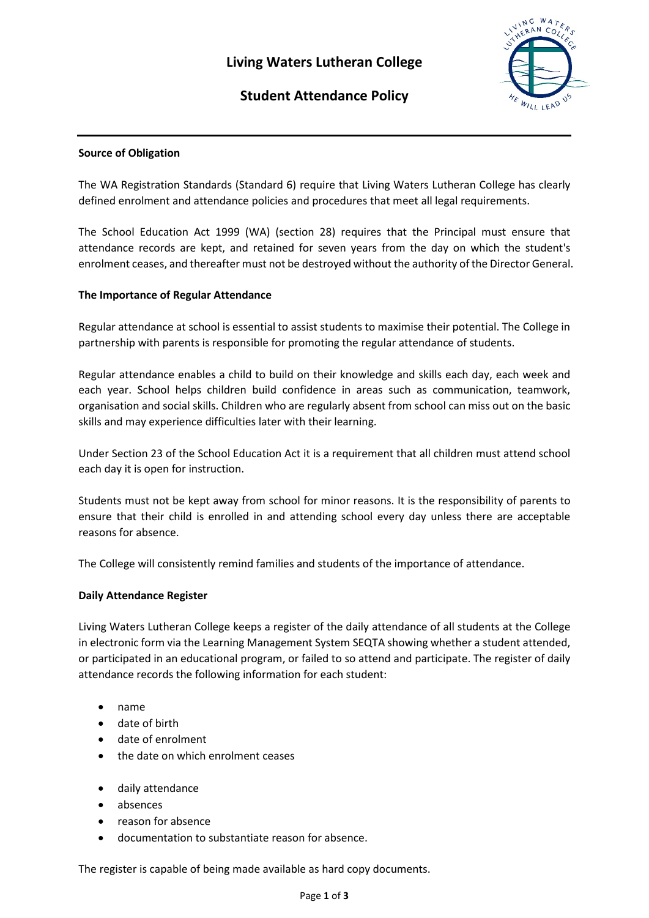# Living Waters Lutheran College

## Student Attendance Policy

**Source of Obligation**

The WA Registration Standards (Standard 6) require that Living Waters Lutheran College has clearly defined enrolment and attendance policies and procedures that meet all legal requirements.

The School Education Act 1999 (WA) (section 28) requires that the Principal must ensure that attendance records are kept, and retained for seven years from the day on which the student's enrolment ceases, and thereafter must not be destroyed without the authority of the Director General.

**The Importance of Regular Attendance**

Regular attendance at school is essential to assist students to maximise their potential. The College in partnership with parents is responsible for promoting the regular attendance of students.

Regular attendance enables a child to build on their knowledge and skills each day, each week and each year. School helps children build confidence in areas such as communication, teamwork, organisation and social skills. Children who are regularly absent from school can miss out on the basic skills and may experience difficulties later with their learning.

Under Section 23 of the School Education Act it is a requirement that all children must attend school each day it is open for instruction.

Students must not be kept away from school for minor reasons. It is the responsibility of parents to ensure that their child is enrolled in and attending school every day unless there are acceptable reasons for absence.

The College will consistently remind families and students of the importance of attendance.

**Daily Attendance Register**

Living Waters Lutheran College keeps a register of the daily attendance of all students at the College in electronic form via the Learning Management System SEQTA showing whether a student attended, or participated in an educational program, or failed to so attend and participate. The register of daily attendance records the following information for each student:

- name
- date of birth
- date of enrolment
- the date on which enrolment ceases

- daily attendance
- absences
- reason for absence
- documentation to substantiate reason for absence.

The register is capable of being made available as hard copy documents.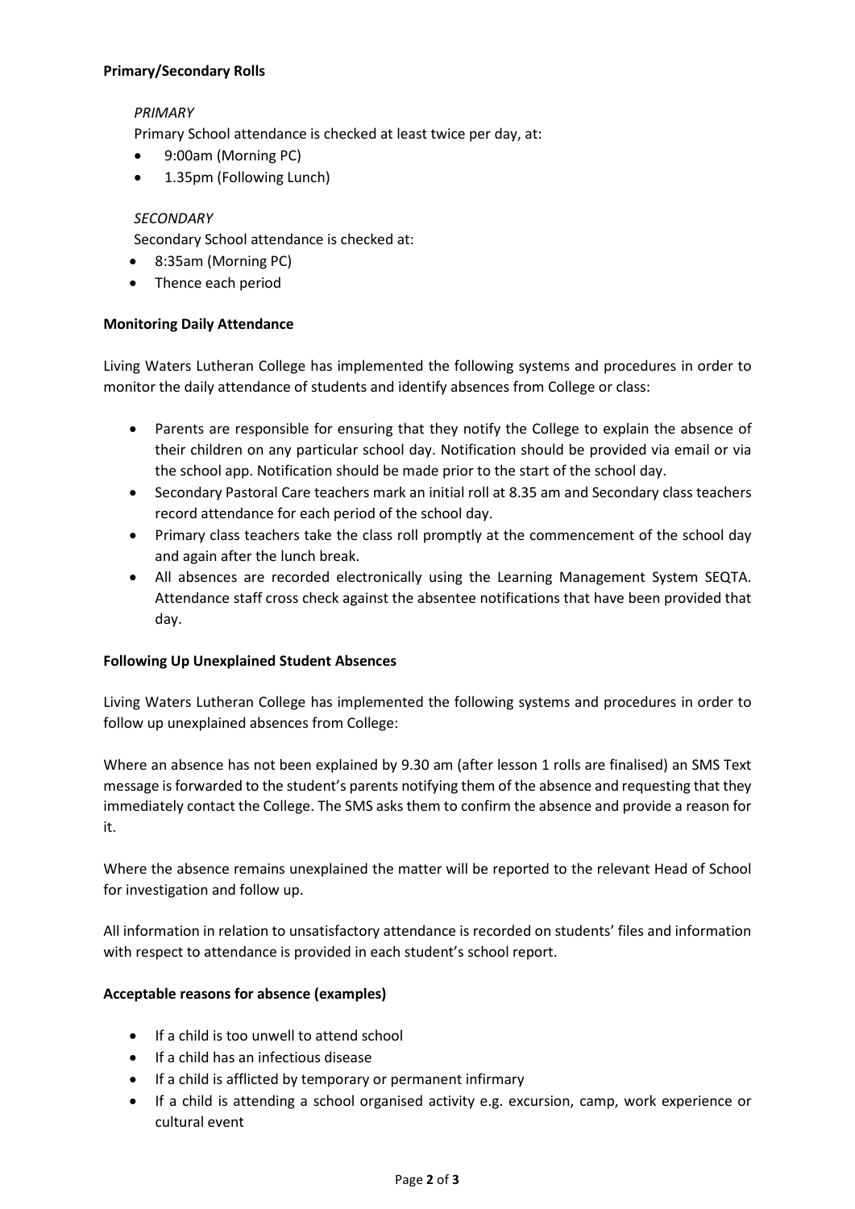**Primary/Secondary Rolls**

*PRIMARY*

Primary School attendance is checked at least twice per day, at:

- 9:00am (Morning PC)
- 1.35pm (Following Lunch)

*SECONDARY*

Secondary School attendance is checked at:

- 8:35am (Morning PC)
- Thence each period

**Monitoring Daily Attendance**

Living Waters Lutheran College has implemented the following systems and procedures in order to monitor the daily attendance of students and identify absences from College or class:

- Parents are responsible for ensuring that they notify the College to explain the absence of their children on any particular school day. Notification should be provided via email or via the school app. Notification should be made prior to the start of the school day.
- Secondary Pastoral Care teachers mark an initial roll at 8.35 am and Secondary class teachers record attendance for each period of the school day.
- Primary class teachers take the class roll promptly at the commencement of the school day and again after the lunch break.
- All absences are recorded electronically using the Learning Management System SEQTA. Attendance staff cross check against the absentee notifications that have been provided that day.

**Following Up Unexplained Student Absences**

Living Waters Lutheran College has implemented the following systems and procedures in order to follow up unexplained absences from College:

Where an absence has not been explained by 9.30 am (after lesson 1 rolls are finalised) an SMS Text message is forwarded to the student's parents notifying them of the absence and requesting that they immediately contact the College. The SMS asks them to confirm the absence and provide a reason for it.

Where the absence remains unexplained the matter will be reported to the relevant Head of School for investigation and follow up.

All information in relation to unsatisfactory attendance is recorded on students' files and information with respect to attendance is provided in each student's school report.

**Acceptable reasons for absence (examples)**

- If a child is too unwell to attend school
- If a child has an infectious disease
- If a child is afflicted by temporary or permanent infirmary
- If a child is attending a school organised activity e.g. excursion, camp, work experience or cultural event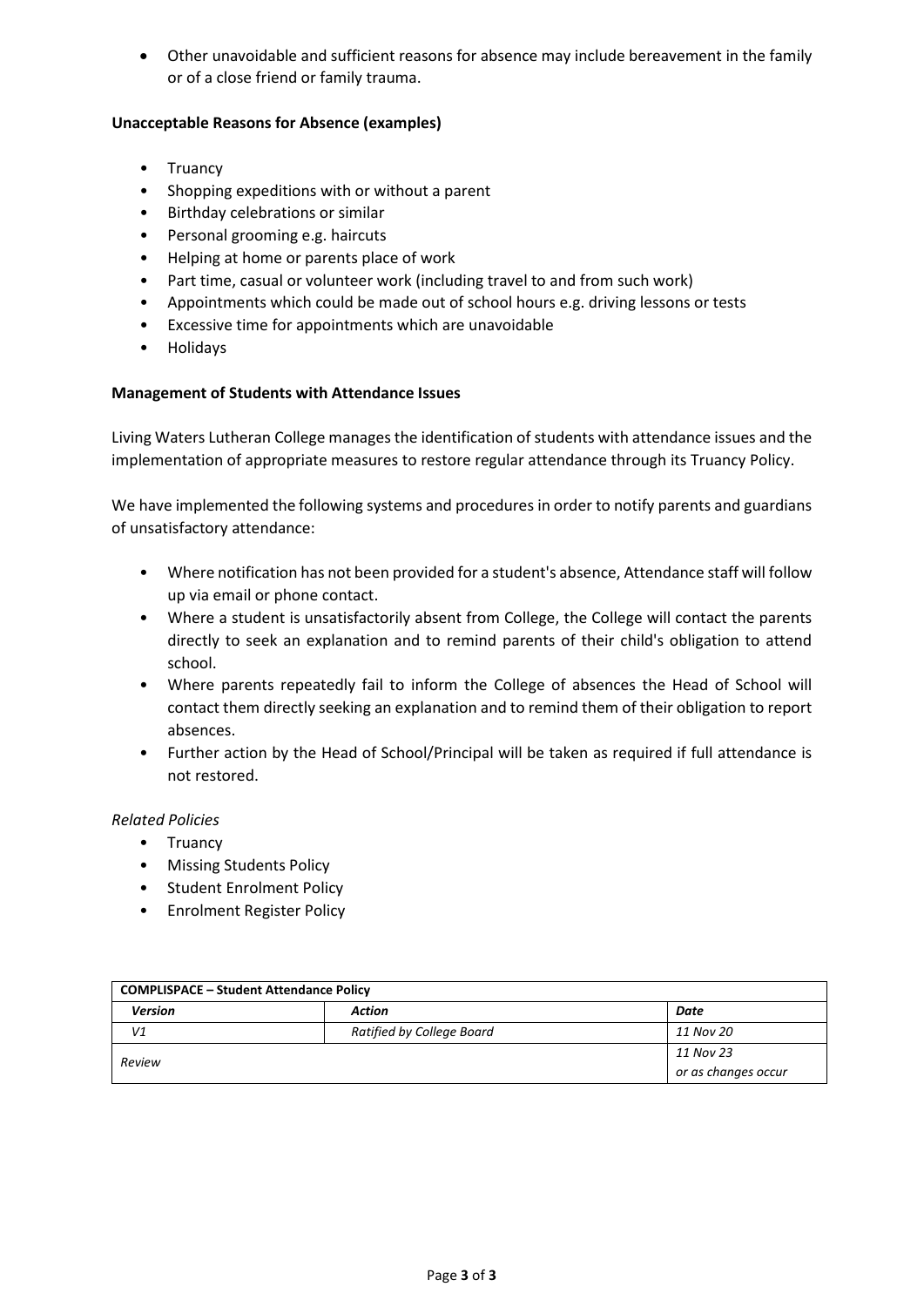- Other unavoidable and sufficient reasons for absence may include bereavement in the family or of a close friend or family trauma.

**Unacceptable Reasons for Absence (examples)**

- Truancy
- Shopping expeditions with or without a parent
- Birthday celebrations or similar
- Personal grooming e.g. haircuts
- Helping at home or parents place of work
- Part time, casual or volunteer work (including travel to and from such work)
- Appointments which could be made out of school hours e.g. driving lessons or tests
- Excessive time for appointments which are unavoidable
- Holidays

**Management of Students with Attendance Issues**

Living Waters Lutheran College manages the identification of students with attendance issues and the implementation of appropriate measures to restore regular attendance through its Truancy Policy.

We have implemented the following systems and procedures in order to notify parents and guardians of unsatisfactory attendance:

- Where notification has not been provided for a student's absence, Attendance staff will follow up via email or phone contact.
- Where a student is unsatisfactorily absent from College, the College will contact the parents directly to seek an explanation and to remind parents of their child's obligation to attend school.
- Where parents repeatedly fail to inform the College of absences the Head of School will contact them directly seeking an explanation and to remind them of their obligation to report absences.
- Further action by the Head of School/Principal will be taken as required if full attendance is not restored.

*Related Policies*

- Truancy
- Missing Students Policy
- Student Enrolment Policy
- Enrolment Register Policy

| **COMPLISPACE – Student Attendance Policy** | | |
|---|---|---|
| ***Version*** | ***Action*** | ***Date*** |
| *V1* | *Ratified by College Board* | *11 Nov 20* |
| *Review* | | *11 Nov 23 or as changes occur* |